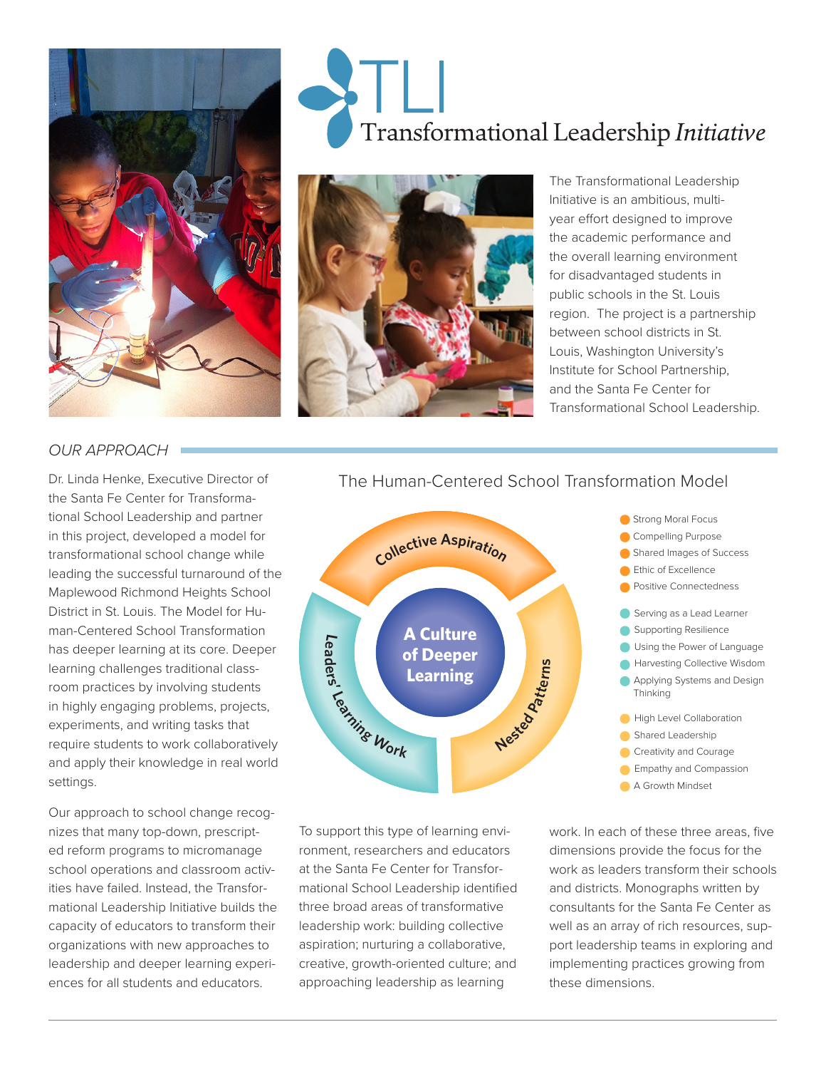# TLI Transformational Leadership *Initiative*

The Transformational Leadership Initiative is an ambitious, multi-year effort designed to improve the academic performance and the overall learning environment for disadvantaged students in public schools in the St. Louis region. The project is a partnership between school districts in St. Louis, Washington University's Institute for School Partnership, and the Santa Fe Center for Transformational School Leadership.

## *OUR APPROACH*

Dr. Linda Henke, Executive Director of the Santa Fe Center for Transformational School Leadership and partner in this project, developed a model for transformational school change while leading the successful turnaround of the Maplewood Richmond Heights School District in St. Louis. The Model for Human-Centered School Transformation has deeper learning at its core. Deeper learning challenges traditional classroom practices by involving students in highly engaging problems, projects, experiments, and writing tasks that require students to work collaboratively and apply their knowledge in real world settings.

Our approach to school change recognizes that many top-down, prescripted reform programs to micromanage school operations and classroom activities have failed. Instead, the Transformational Leadership Initiative builds the capacity of educators to transform their organizations with new approaches to leadership and deeper learning experiences for all students and educators.

### The Human-Centered School Transformation Model

**A Culture of Deeper Learning**

**Collective Aspiration**
- Strong Moral Focus
- Compelling Purpose
- Shared Images of Success
- Ethic of Excellence
- Positive Connectedness

**Leaders' Learning Work**
- Serving as a Lead Learner
- Supporting Resilience
- Using the Power of Language
- Harvesting Collective Wisdom
- Applying Systems and Design Thinking

**Nested Patterns**
- High Level Collaboration
- Shared Leadership
- Creativity and Courage
- Empathy and Compassion
- A Growth Mindset

To support this type of learning environment, researchers and educators at the Santa Fe Center for Transformational School Leadership identified three broad areas of transformative leadership work: building collective aspiration; nurturing a collaborative, creative, growth-oriented culture; and approaching leadership as learning work. In each of these three areas, five dimensions provide the focus for the work as leaders transform their schools and districts. Monographs written by consultants for the Santa Fe Center as well as an array of rich resources, support leadership teams in exploring and implementing practices growing from these dimensions.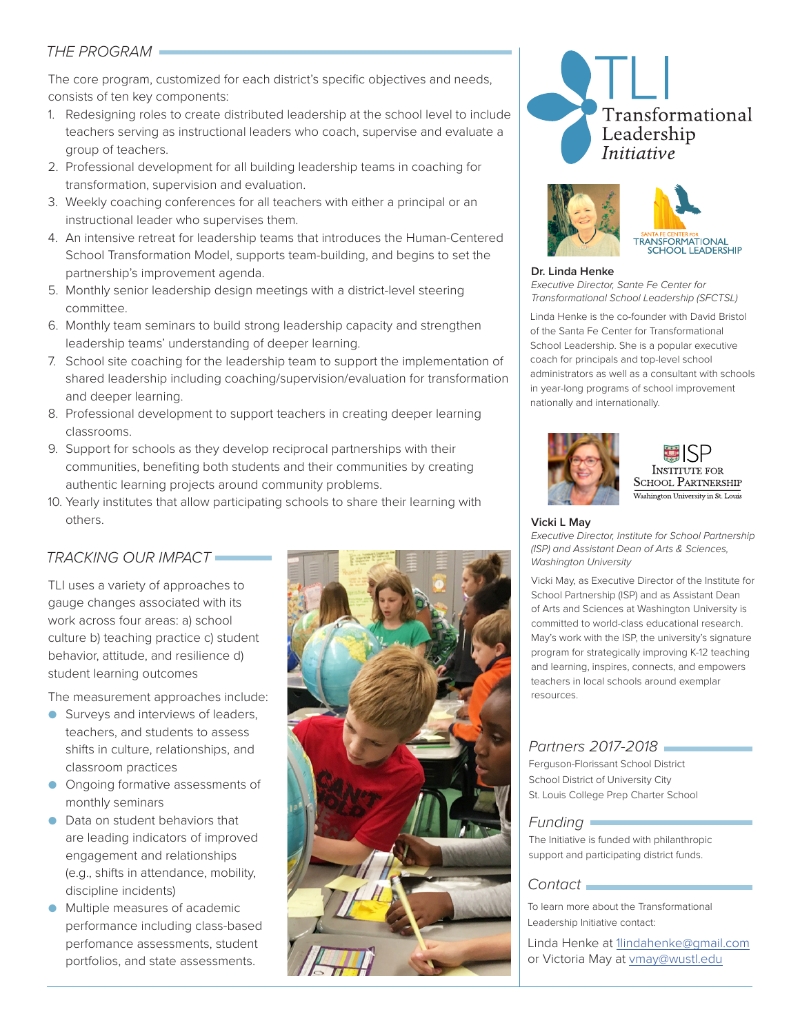## THE PROGRAM

The core program, customized for each district's specific objectives and needs, consists of ten key components:

1. Redesigning roles to create distributed leadership at the school level to include teachers serving as instructional leaders who coach, supervise and evaluate a group of teachers.
2. Professional development for all building leadership teams in coaching for transformation, supervision and evaluation.
3. Weekly coaching conferences for all teachers with either a principal or an instructional leader who supervises them.
4. An intensive retreat for leadership teams that introduces the Human-Centered School Transformation Model, supports team-building, and begins to set the partnership's improvement agenda.
5. Monthly senior leadership design meetings with a district-level steering committee.
6. Monthly team seminars to build strong leadership capacity and strengthen leadership teams' understanding of deeper learning.
7. School site coaching for the leadership team to support the implementation of shared leadership including coaching/supervision/evaluation for transformation and deeper learning.
8. Professional development to support teachers in creating deeper learning classrooms.
9. Support for schools as they develop reciprocal partnerships with their communities, benefiting both students and their communities by creating authentic learning projects around community problems.
10. Yearly institutes that allow participating schools to share their learning with others.

## TRACKING OUR IMPACT

TLI uses a variety of approaches to gauge changes associated with its work across four areas: a) school culture b) teaching practice c) student behavior, attitude, and resilience d) student learning outcomes

The measurement approaches include:

- Surveys and interviews of leaders, teachers, and students to assess shifts in culture, relationships, and classroom practices
- Ongoing formative assessments of monthly seminars
- Data on student behaviors that are leading indicators of improved engagement and relationships (e.g., shifts in attendance, mobility, discipline incidents)
- Multiple measures of academic performance including class-based perfomance assessments, student portfolios, and state assessments.

# TLI Transformational Leadership *Initiative*

SANTA FE CENTER FOR TRANSFORMATIONAL SCHOOL LEADERSHIP

**Dr. Linda Henke**

*Executive Director, Sante Fe Center for Transformational School Leadership (SFCTSL)*

Linda Henke is the co-founder with David Bristol of the Santa Fe Center for Transformational School Leadership. She is a popular executive coach for principals and top-level school administrators as well as a consultant with schools in year-long programs of school improvement nationally and internationally.

ISP Institute for School Partnership Washington University in St. Louis

**Vicki L May**

*Executive Director, Institute for School Partnership (ISP) and Assistant Dean of Arts & Sciences, Washington University*

Vicki May, as Executive Director of the Institute for School Partnership (ISP) and as Assistant Dean of Arts and Sciences at Washington University is committed to world-class educational research. May's work with the ISP, the university's signature program for strategically improving K-12 teaching and learning, inspires, connects, and empowers teachers in local schools around exemplar resources.

## Partners 2017-2018

Ferguson-Florissant School District
School District of University City
St. Louis College Prep Charter School

## Funding

The Initiative is funded with philanthropic support and participating district funds.

## Contact

To learn more about the Transformational Leadership Initiative contact:

Linda Henke at 1lindahenke@gmail.com or Victoria May at vmay@wustl.edu